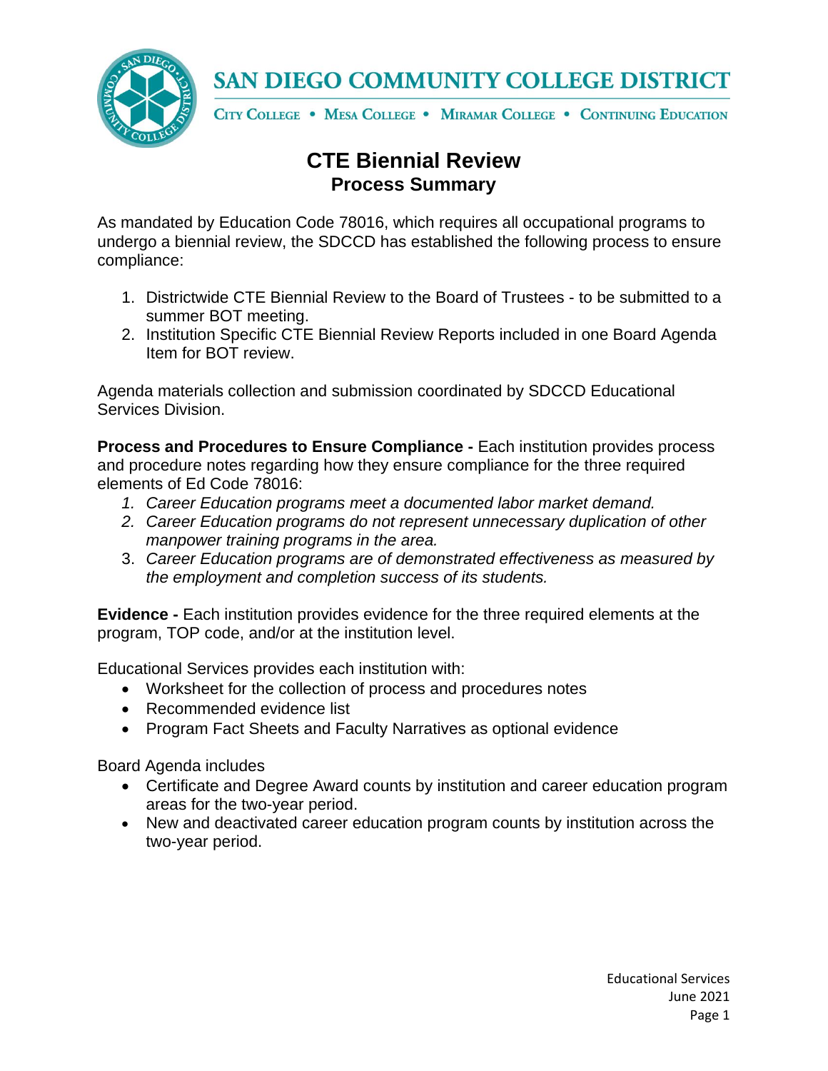# SAN DIEGO COMMUNITY COLLEGE DISTRICT

CITY COLLEGE • MESA COLLEGE • MIRAMAR COLLEGE • CONTINUING EDUCATION

## CTE Biennial Review
### Process Summary

As mandated by Education Code 78016, which requires all occupational programs to undergo a biennial review, the SDCCD has established the following process to ensure compliance:

1. Districtwide CTE Biennial Review to the Board of Trustees - to be submitted to a summer BOT meeting.
2. Institution Specific CTE Biennial Review Reports included in one Board Agenda Item for BOT review.

Agenda materials collection and submission coordinated by SDCCD Educational Services Division.

**Process and Procedures to Ensure Compliance -** Each institution provides process and procedure notes regarding how they ensure compliance for the three required elements of Ed Code 78016:

1. *Career Education programs meet a documented labor market demand.*
2. *Career Education programs do not represent unnecessary duplication of other manpower training programs in the area.*
3. *Career Education programs are of demonstrated effectiveness as measured by the employment and completion success of its students.*

**Evidence -** Each institution provides evidence for the three required elements at the program, TOP code, and/or at the institution level.

Educational Services provides each institution with:

- Worksheet for the collection of process and procedures notes
- Recommended evidence list
- Program Fact Sheets and Faculty Narratives as optional evidence

Board Agenda includes

- Certificate and Degree Award counts by institution and career education program areas for the two-year period.
- New and deactivated career education program counts by institution across the two-year period.

Educational Services
June 2021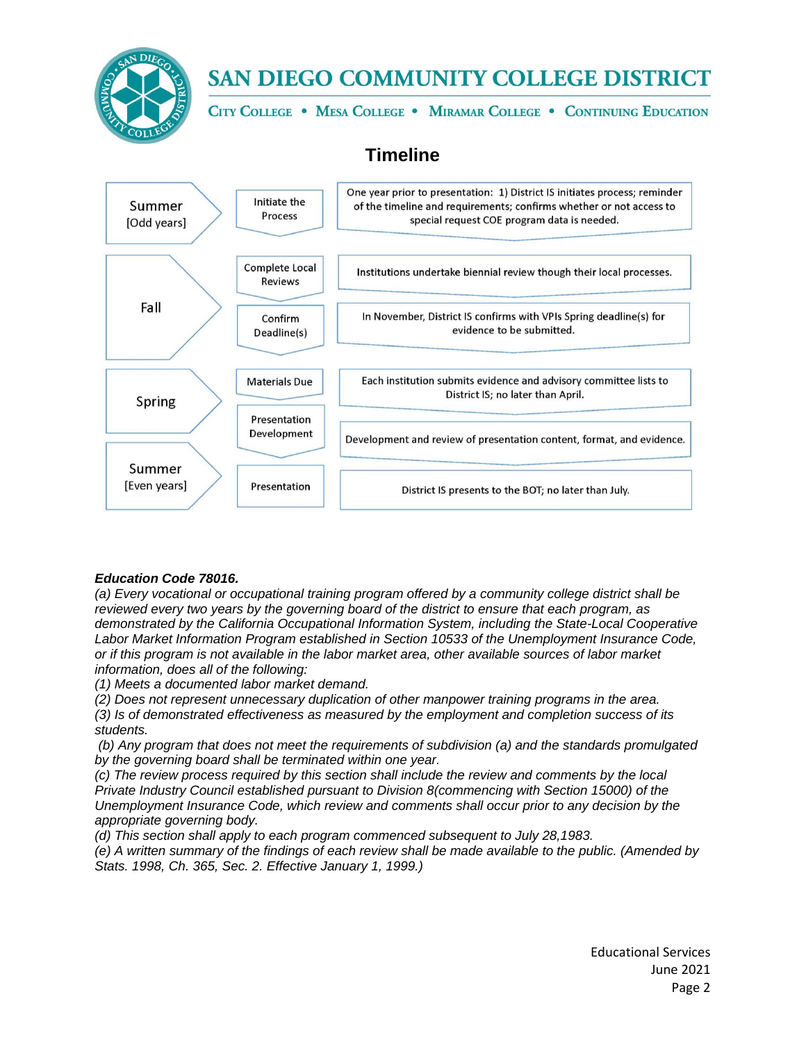# Timeline

| | | |
|---|---|---|
| Summer [Odd years] | Initiate the Process | One year prior to presentation: 1) District IS initiates process; reminder of the timeline and requirements; confirms whether or not access to special request COE program data is needed. |
| Fall | Complete Local Reviews | Institutions undertake biennial review though their local processes. |
| | Confirm Deadline(s) | In November, District IS confirms with VPIs Spring deadline(s) for evidence to be submitted. |
| Spring | Materials Due | Each institution submits evidence and advisory committee lists to District IS; no later than April. |
| | Presentation Development | Development and review of presentation content, format, and evidence. |
| Summer [Even years] | Presentation | District IS presents to the BOT; no later than July. |

***Education Code 78016.***

*(a) Every vocational or occupational training program offered by a community college district shall be reviewed every two years by the governing board of the district to ensure that each program, as demonstrated by the California Occupational Information System, including the State-Local Cooperative Labor Market Information Program established in Section 10533 of the Unemployment Insurance Code, or if this program is not available in the labor market area, other available sources of labor market information, does all of the following:*

*(1) Meets a documented labor market demand.*

*(2) Does not represent unnecessary duplication of other manpower training programs in the area.*

*(3) Is of demonstrated effectiveness as measured by the employment and completion success of its students.*

*(b) Any program that does not meet the requirements of subdivision (a) and the standards promulgated by the governing board shall be terminated within one year.*

*(c) The review process required by this section shall include the review and comments by the local Private Industry Council established pursuant to Division 8(commencing with Section 15000) of the Unemployment Insurance Code, which review and comments shall occur prior to any decision by the appropriate governing body.*

*(d) This section shall apply to each program commenced subsequent to July 28,1983.*

*(e) A written summary of the findings of each review shall be made available to the public. (Amended by Stats. 1998, Ch. 365, Sec. 2. Effective January 1, 1999.)*

Educational Services
June 2021